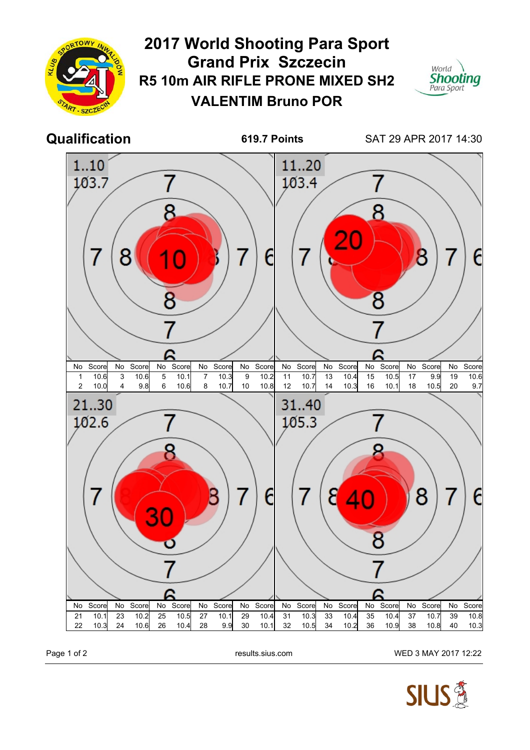# 2017 World Shooting Para Sport Grand Prix Szczecin

## R5 10m AIR RIFLE PRONE MIXED SH2

## VALENTIM Bruno POR

**Qualification** — **619.7 Points** — SAT 29 APR 2017 14:30

### 1..10 — 103.7

| No | Score | No | Score | No | Score | No | Score | No | Score |
|---|---|---|---|---|---|---|---|---|---|
| 1 | 10.6 | 3 | 10.6 | 5 | 10.1 | 7 | 10.3 | 9 | 10.2 |
| 2 | 10.0 | 4 | 9.8 | 6 | 10.6 | 8 | 10.7 | 10 | 10.8 |

### 11..20 — 103.4

| No | Score | No | Score | No | Score | No | Score | No | Score |
|---|---|---|---|---|---|---|---|---|---|
| 11 | 10.7 | 13 | 10.4 | 15 | 10.5 | 17 | 9.9 | 19 | 10.6 |
| 12 | 10.7 | 14 | 10.3 | 16 | 10.1 | 18 | 10.5 | 20 | 9.7 |

### 21..30 — 102.6

| No | Score | No | Score | No | Score | No | Score | No | Score |
|---|---|---|---|---|---|---|---|---|---|
| 21 | 10.1 | 23 | 10.2 | 25 | 10.5 | 27 | 10.1 | 29 | 10.4 |
| 22 | 10.3 | 24 | 10.6 | 26 | 10.4 | 28 | 9.9 | 30 | 10.1 |

### 31..40 — 105.3

| No | Score | No | Score | No | Score | No | Score | No | Score |
|---|---|---|---|---|---|---|---|---|---|
| 31 | 10.3 | 33 | 10.4 | 35 | 10.4 | 37 | 10.7 | 39 | 10.8 |
| 32 | 10.5 | 34 | 10.2 | 36 | 10.9 | 38 | 10.8 | 40 | 10.3 |

results.sius.com — WED 3 MAY 2017 12:22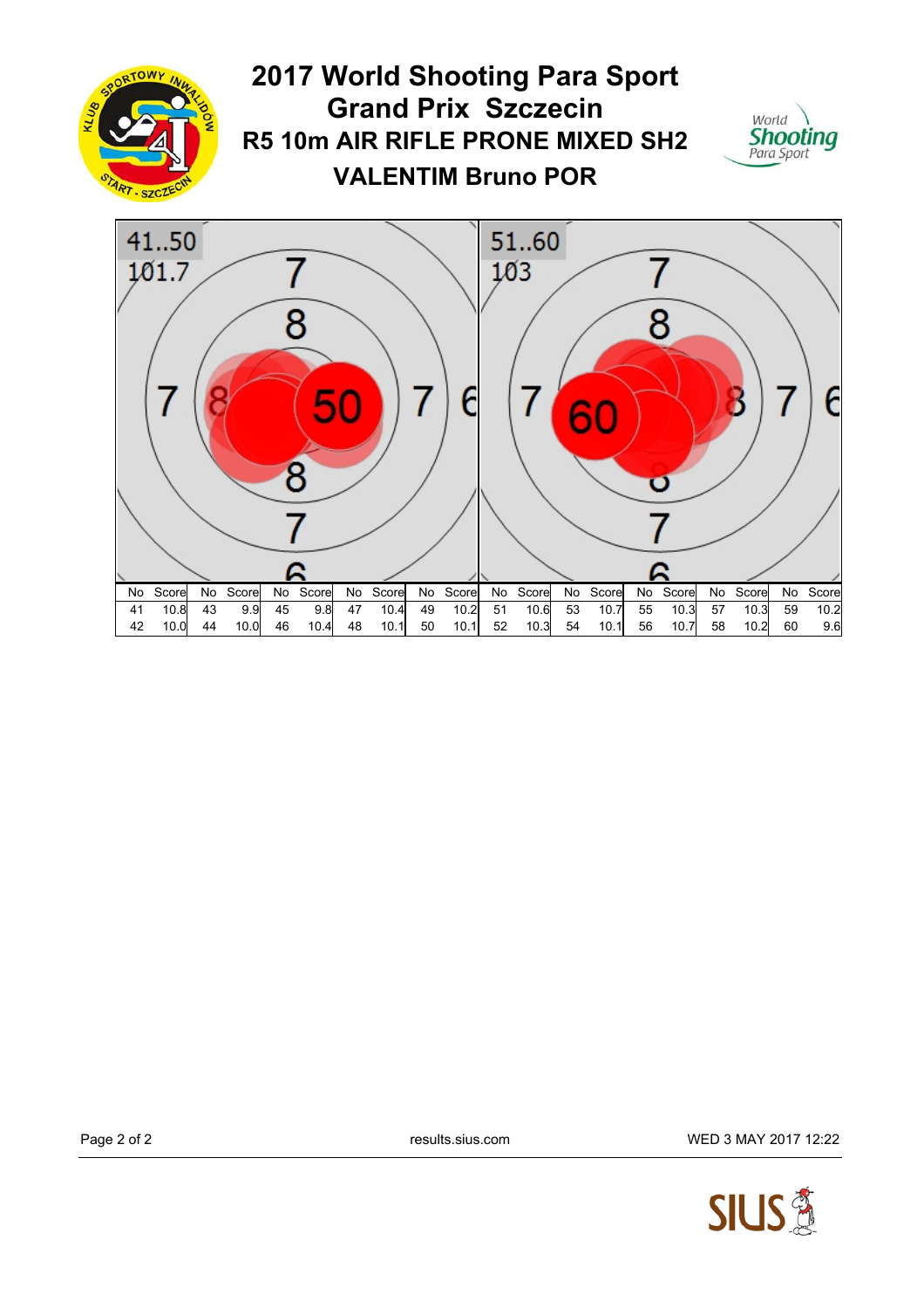# 2017 World Shooting Para Sport Grand Prix Szczecin

## R5 10m AIR RIFLE PRONE MIXED SH2

## VALENTIM Bruno POR

41..50
101.7

51..60
103

| No | Score | No | Score | No | Score | No | Score | No | Score | No | Score | No | Score | No | Score | No | Score | No | Score |
|---|---|---|---|---|---|---|---|---|---|---|---|---|---|---|---|---|---|---|---|
| 41 | 10.8 | 43 | 9.9 | 45 | 9.8 | 47 | 10.4 | 49 | 10.2 | 51 | 10.6 | 53 | 10.7 | 55 | 10.3 | 57 | 10.3 | 59 | 10.2 |
| 42 | 10.0 | 44 | 10.0 | 46 | 10.4 | 48 | 10.1 | 50 | 10.1 | 52 | 10.3 | 54 | 10.1 | 56 | 10.7 | 58 | 10.2 | 60 | 9.6 |